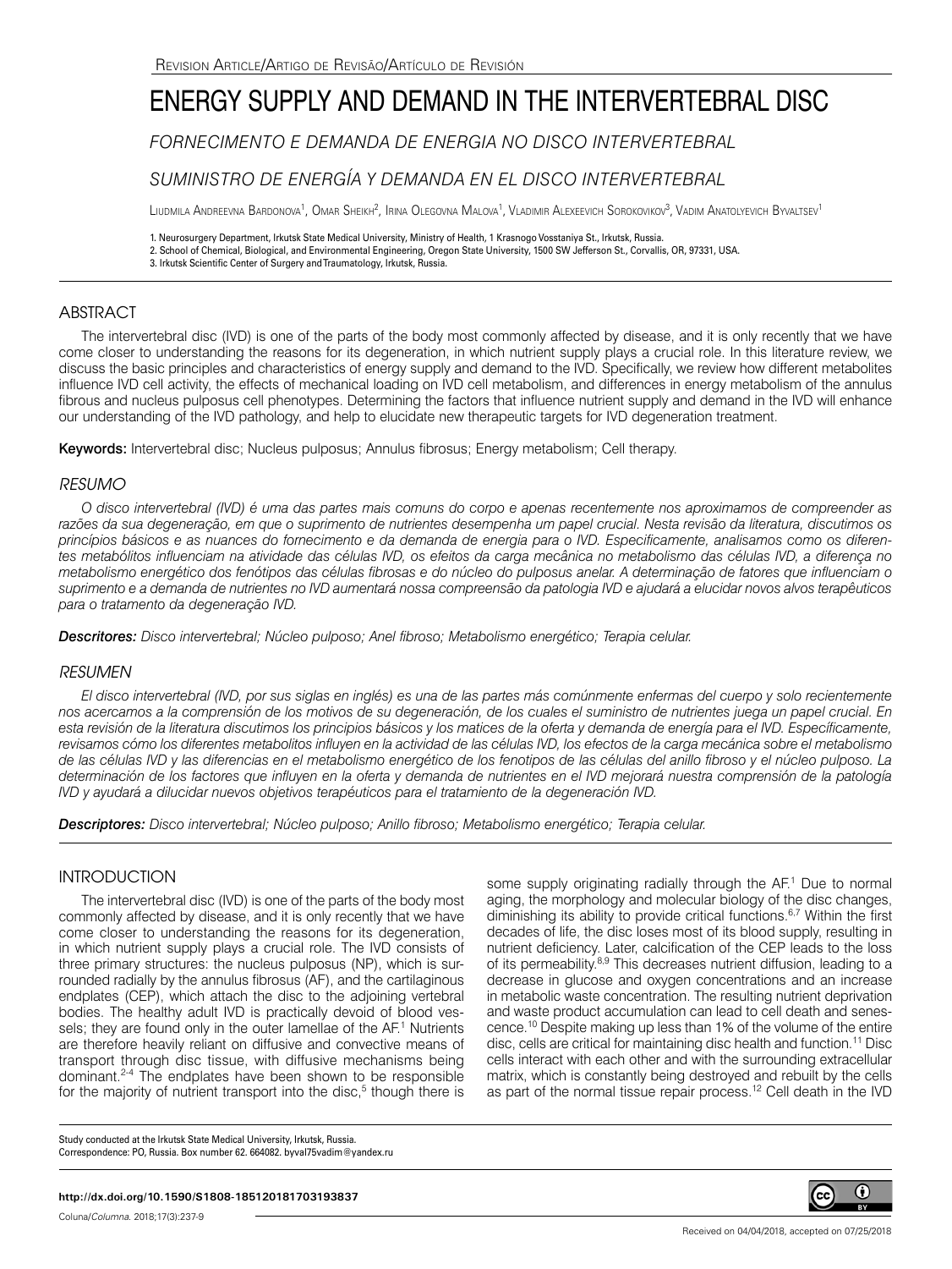Revision Article/Artigo de Revisão/Artículo de Revisión

# ENERGY SUPPLY AND DEMAND IN THE INTERVERTEBRAL DISC

## *FORNECIMENTO E DEMANDA DE ENERGIA NO DISCO INTERVERTEBRAL*

## *SUMINISTRO DE ENERGÍA Y DEMANDA EN EL DISCO INTERVERTEBRAL*

Liudmila Andreevna Bardonova[1], Omar Sheikh[2], Irina Olegovna Malova[1], Vladimir Alexeevich Sorokovikov[3], Vadim Anatolyevich Byvaltsev[1]

1. Neurosurgery Department, Irkutsk State Medical University, Ministry of Health, 1 Krasnogo Vosstaniya St., Irkutsk, Russia.
2. School of Chemical, Biological, and Environmental Engineering, Oregon State University, 1500 SW Jefferson St., Corvallis, OR, 97331, USA.
3. Irkutsk Scientific Center of Surgery and Traumatology, Irkutsk, Russia.

## ABSTRACT

The intervertebral disc (IVD) is one of the parts of the body most commonly affected by disease, and it is only recently that we have come closer to understanding the reasons for its degeneration, in which nutrient supply plays a crucial role. In this literature review, we discuss the basic principles and characteristics of energy supply and demand to the IVD. Specifically, we review how different metabolites influence IVD cell activity, the effects of mechanical loading on IVD cell metabolism, and differences in energy metabolism of the annulus fibrous and nucleus pulposus cell phenotypes. Determining the factors that influence nutrient supply and demand in the IVD will enhance our understanding of the IVD pathology, and help to elucidate new therapeutic targets for IVD degeneration treatment.

**Keywords:** Intervertebral disc; Nucleus pulposus; Annulus fibrosus; Energy metabolism; Cell therapy.

## *RESUMO*

*O disco intervertebral (IVD) é uma das partes mais comuns do corpo e apenas recentemente nos aproximamos de compreender as razões da sua degeneração, em que o suprimento de nutrientes desempenha um papel crucial. Nesta revisão da literatura, discutimos os princípios básicos e as nuances do fornecimento e da demanda de energia para o IVD. Especificamente, analisamos como os diferentes metabólitos influenciam na atividade das células IVD, os efeitos da carga mecânica no metabolismo das células IVD, a diferença no metabolismo energético dos fenótipos das células fibrosas e do núcleo do pulposus anelar. A determinação de fatores que influenciam o suprimento e a demanda de nutrientes no IVD aumentará nossa compreensão da patologia IVD e ajudará a elucidar novos alvos terapêuticos para o tratamento da degeneração IVD.*

***Descritores:** Disco intervertebral; Núcleo pulposo; Anel fibroso; Metabolismo energético; Terapia celular.*

## *RESUMEN*

*El disco intervertebral (IVD, por sus siglas en inglés) es una de las partes más comúnmente enfermas del cuerpo y solo recientemente nos acercamos a la comprensión de los motivos de su degeneración, de los cuales el suministro de nutrientes juega un papel crucial. En esta revisión de la literatura discutimos los principios básicos y los matices de la oferta y demanda de energía para el IVD. Específicamente, revisamos cómo los diferentes metabolitos influyen en la actividad de las células IVD, los efectos de la carga mecánica sobre el metabolismo de las células IVD y las diferencias en el metabolismo energético de los fenotipos de las células del anillo fibroso y del núcleo pulposo. La determinación de los factores que influyen en la oferta y demanda de nutrientes en el IVD mejorará nuestra comprensión de la patología IVD y ayudará a dilucidar nuevos objetivos terapéuticos para el tratamiento de la degeneración IVD.*

***Descriptores:** Disco intervertebral; Núcleo pulposo; Anillo fibroso; Metabolismo energético; Terapia celular.*

## INTRODUCTION

The intervertebral disc (IVD) is one of the parts of the body most commonly affected by disease, and it is only recently that we have come closer to understanding the reasons for its degeneration, in which nutrient supply plays a crucial role. The IVD consists of three primary structures: the nucleus pulposus (NP), which is surrounded radially by the annulus fibrosus (AF), and the cartilaginous endplates (CEP), which attach the disc to the adjoining vertebral bodies. The healthy adult IVD is practically devoid of blood vessels; they are found only in the outer lamellae of the AF.[1] Nutrients are therefore heavily reliant on diffusive and convective means of transport through disc tissue, with diffusive mechanisms being dominant.[2-4] The endplates have been shown to be responsible for the majority of nutrient transport into the disc,[5] though there is some supply originating radially through the AF.[1] Due to normal aging, the morphology and molecular biology of the disc changes, diminishing its ability to provide critical functions.[6,7] Within the first decades of life, the disc loses most of its blood supply, resulting in nutrient deficiency. Later, calcification of the CEP leads to the loss of its permeability.[8,9] This decreases nutrient diffusion, leading to a decrease in glucose and oxygen concentrations and an increase in metabolic waste concentration. The resulting nutrient deprivation and waste product accumulation can lead to cell death and senescence.[10] Despite making up less than 1% of the volume of the entire disc, cells are critical for maintaining disc health and function.[11] Disc cells interact with each other and with the surrounding extracellular matrix, which is constantly being destroyed and rebuilt by the cells as part of the normal tissue repair process.[12] Cell death in the IVD

Study conducted at the Irkutsk State Medical University, Irkutsk, Russia.
Correspondence: PO, Russia. Box number 62. 664082. byval75vadim@yandex.ru

**http://dx.doi.org/10.1590/S1808-185120181703193837**

Received on 04/04/2018, accepted on 07/25/2018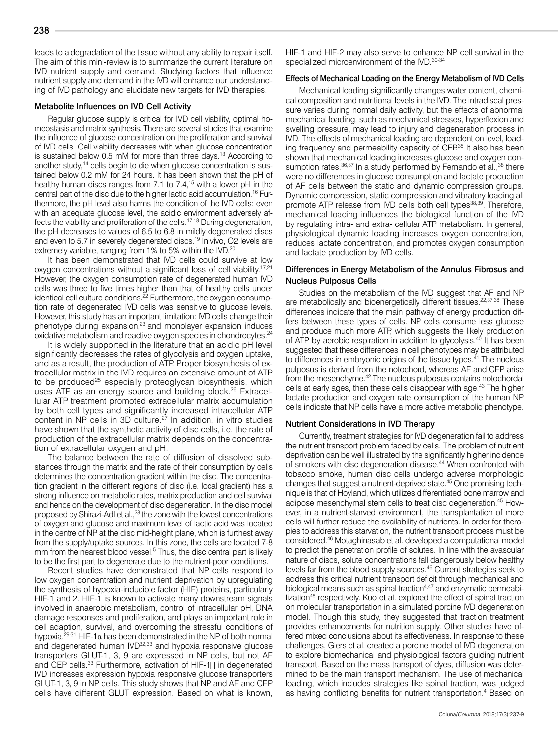leads to a degradation of the tissue without any ability to repair itself. The aim of this mini-review is to summarize the current literature on IVD nutrient supply and demand. Studying factors that influence nutrient supply and demand in the IVD will enhance our understanding of IVD pathology and elucidate new targets for IVD therapies.

### Metabolite Influences on IVD Cell Activity

Regular glucose supply is critical for IVD cell viability, optimal homeostasis and matrix synthesis. There are several studies that examine the influence of glucose concentration on the proliferation and survival of IVD cells. Cell viability decreases with when glucose concentration is sustained below 0.5 mM for more than three days.[13] According to another study,[14] cells begin to die when glucose concentration is sustained below 0.2 mM for 24 hours. It has been shown that the pH of healthy human discs ranges from 7.1 to 7.4,[15] with a lower pH in the central part of the disc due to the higher lactic acid accumulation.[16] Furthermore, the pH level also harms the condition of the IVD cells: even with an adequate glucose level, the acidic environment adversely affects the viability and proliferation of the cells.[17,18] During degeneration, the pH decreases to values of 6.5 to 6.8 in mildly degenerated discs and even to 5.7 in severely degenerated discs.[19] In vivo, O2 levels are extremely variable, ranging from 1% to 5% within the IVD.[20]

It has been demonstrated that IVD cells could survive at low oxygen concentrations without a significant loss of cell viability.[17,21] However, the oxygen consumption rate of degenerated human IVD cells was three to five times higher than that of healthy cells under identical cell culture conditions.[22] Furthermore, the oxygen consumption rate of degenerated IVD cells was sensitive to glucose levels. However, this study has an important limitation: IVD cells change their phenotype during expansion,[23] and monolayer expansion induces oxidative metabolism and reactive oxygen species in chondrocytes.[24]

It is widely supported in the literature that an acidic pH level significantly decreases the rates of glycolysis and oxygen uptake, and as a result, the production of ATP. Proper biosynthesis of extracellular matrix in the IVD requires an extensive amount of ATP to be produced[25] especially proteoglycan biosynthesis, which uses ATP as an energy source and building block.[26] Extracellular ATP treatment promoted extracellular matrix accumulation by both cell types and significantly increased intracellular ATP content in NP cells in 3D culture.[27] In addition, in vitro studies have shown that the synthetic activity of disc cells, i.e. the rate of production of the extracellular matrix depends on the concentration of extracellular oxygen and pH.

The balance between the rate of diffusion of dissolved substances through the matrix and the rate of their consumption by cells determines the concentration gradient within the disc. The concentration gradient in the different regions of disc (i.e. local gradient) has a strong influence on metabolic rates, matrix production and cell survival and hence on the development of disc degeneration. In the disc model proposed by Shirazi-Adl et al.,[28] the zone with the lowest concentrations of oxygen and glucose and maximum level of lactic acid was located in the centre of NP at the disc mid-height plane, which is furthest away from the supply/uptake sources. In this zone, the cells are located 7-8 mm from the nearest blood vessel.[5] Thus, the disc central part is likely to be the first part to degenerate due to the nutrient-poor conditions.

Recent studies have demonstrated that NP cells respond to low oxygen concentration and nutrient deprivation by upregulating the synthesis of hypoxia-inducible factor (HIF) proteins, particularly HIF-1 and 2. HIF-1 is known to activate many downstream signals involved in anaerobic metabolism, control of intracellular pH, DNA damage responses and proliferation, and plays an important role in cell adaption, survival, and overcoming the stressful conditions of hypoxia.[29-31] HIF-1α has been demonstrated in the NP of both normal and degenerated human IVD[32,33] and hypoxia responsive glucose transporters GLUT-1, 3, 9 are expressed in NP cells, but not AF and CEP cells.[33] Furthermore, activation of HIF-1 in degenerated IVD increases expression hypoxia responsive glucose transporters GLUT-1, 3, 9 in NP cells. This study shows that NP and AF and CEP cells have different GLUT expression. Based on what is known, HIF-1 and HIF-2 may also serve to enhance NP cell survival in the specialized microenvironment of the IVD.[30-34]

### Effects of Mechanical Loading on the Energy Metabolism of IVD Cells

Mechanical loading significantly changes water content, chemical composition and nutritional levels in the IVD. The intradiscal pressure varies during normal daily activity, but the effects of abnormal mechanical loading, such as mechanical stresses, hyperflexion and swelling pressure, may lead to injury and degeneration process in IVD. The effects of mechanical loading are dependent on level, loading frequency and permeability capacity of CEP.[35] It also has been shown that mechanical loading increases glucose and oxygen consumption rates.[36,37] In a study performed by Fernando et al.,[38] there were no differences in glucose consumption and lactate production of AF cells between the static and dynamic compression groups. Dynamic compression, static compression and vibratory loading all promote ATP release from IVD cells both cell types[38,39]. Therefore, mechanical loading influences the biological function of the IVD by regulating intra- and extra- cellular ATP metabolism. In general, physiological dynamic loading increases oxygen concentration, reduces lactate concentration, and promotes oxygen consumption and lactate production by IVD cells.

### Differences in Energy Metabolism of the Annulus Fibrosus and Nucleus Pulposus Cells

Studies on the metabolism of the IVD suggest that AF and NP are metabolically and bioenergetically different tissues.[22,37,38] These differences indicate that the main pathway of energy production differs between these types of cells. NP cells consume less glucose and produce much more ATP, which suggests the likely production of ATP by aerobic respiration in addition to glycolysis.[40] It has been suggested that these differences in cell phenotypes may be attributed to differences in embryonic origins of the tissue types.[41] The nucleus pulposus is derived from the notochord, whereas AF and CEP arise from the mesenchyme.[42] The nucleus pulposus contains notochordal cells at early ages, then these cells disappear with age.[43] The higher lactate production and oxygen rate consumption of the human NP cells indicate that NP cells have a more active metabolic phenotype.

### Nutrient Considerations in IVD Therapy

Currently, treatment strategies for IVD degeneration fail to address the nutrient transport problem faced by cells. The problem of nutrient deprivation can be well illustrated by the significantly higher incidence of smokers with disc degeneration disease.[44] When confronted with tobacco smoke, human disc cells undergo adverse morphologic changes that suggest a nutrient-deprived state.[45] One promising technique is that of Hoyland, which utilizes differentiated bone marrow and adipose mesenchymal stem cells to treat disc degeneration.[45] However, in a nutrient-starved environment, the transplantation of more cells will further reduce the availability of nutrients. In order for therapies to address this starvation, the nutrient transport process must be considered.[46] Motaghinasab et al. developed a computational model to predict the penetration profile of solutes. In line with the avascular nature of discs, solute concentrations fall dangerously below healthy levels far from the blood supply sources.[46] Current strategies seek to address this critical nutrient transport deficit through mechanical and biological means such as spinal traction[4,47] and enzymatic permeabilization[48] respectively. Kuo et al. explored the effect of spinal traction on molecular transportation in a simulated porcine IVD degeneration model. Though this study, they suggested that traction treatment provides enhancements for nutrition supply. Other studies have offered mixed conclusions about its effectiveness. In response to these challenges, Giers et al. created a porcine model of IVD degeneration to explore biomechanical and physiological factors guiding nutrient transport. Based on the mass transport of dyes, diffusion was determined to be the main transport mechanism. The use of mechanical loading, which includes strategies like spinal traction, was judged as having conflicting benefits for nutrient transportation.[4] Based on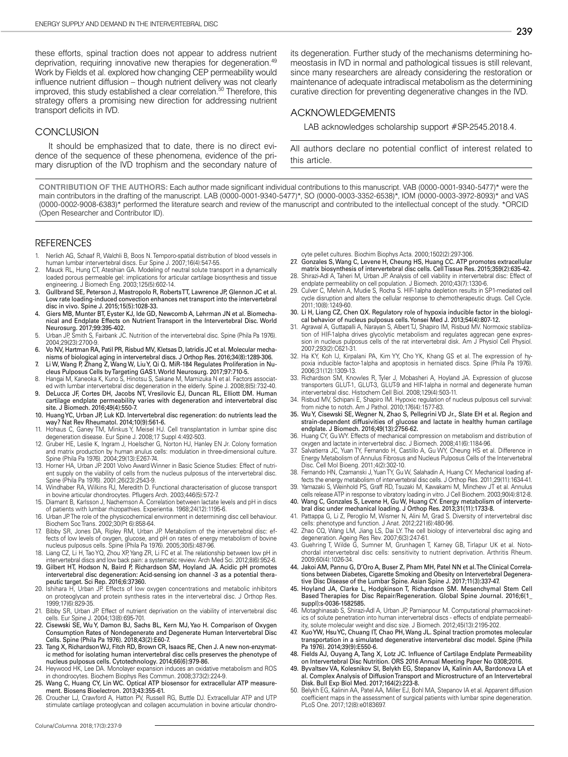these efforts, spinal traction does not appear to address nutrient deprivation, requiring innovative new therapies for degeneration.[49] Work by Fields et al. explored how changing CEP permeability would influence nutrient diffusion – though nutrient delivery was not clearly improved, this study established a clear correlation.[50] Therefore, this strategy offers a promising new direction for addressing nutrient transport deficits in IVD.

## CONCLUSION

It should be emphasized that to date, there is no direct evidence of the sequence of these phenomena, evidence of the primary disruption of the IVD trophism and the secondary nature of its degeneration. Further study of the mechanisms determining homeostasis in IVD in normal and pathological tissues is still relevant, since many researchers are already considering the restoration or maintenance of adequate intradiscal metabolism as the determining curative direction for preventing degenerative changes in the IVD.

## ACKNOWLEDGEMENTS

LAB acknowledges scholarship support #SP-2545.2018.4.

All authors declare no potential conflict of interest related to this article.

**CONTRIBUTION OF THE AUTHORS:** Each author made significant individual contributions to this manuscript. VAB (0000-0001-9340-5477)* were the main contributors in the drafting of the manuscript. LAB (0000-0001-9340-5477)*, SO (0000-0003-3352-6538)*, IOM (0000-0003-3972-8093)* and VAS (0000-0002-9008-6383)* performed the literature search and review of the manuscript and contributed to the intellectual concept of the study. *ORCID (Open Researcher and Contributor ID).

## REFERENCES

1. Nerlich AG, Schaaf R, Walchli B, Boos N. Temporo-spatial distribution of blood vessels in human lumbar intervertebral discs. Eur Spine J. 2007;16(4):547-55.
2. Mauck RL, Hung CT, Ateshian GA. Modeling of neutral solute transport in a dynamically loaded porous permeable gel: implications for articular cartilage biosynthesis and tissue engineering. J Biomech Eng. 2003;125(5):602-14.
3. Gullbrand SE, Peterson J, Mastropolo R, Roberts TT, Lawrence JP, Glennon JC et al. Low rate loading-induced convection enhances net transport into the intervertebral disc in vivo. Spine J. 2015;15(5):1028-33.
4. Giers MB, Munter BT, Eyster KJ, Ide GD, Newcomb A, Lehrman JN et al. Biomechanical and Endplate Effects on Nutrient Transport in the Intervertebral Disc. World Neurosurg. 2017;99:395-402.
5. Urban JP, Smith S, Fairbank JC. Nutrition of the intervertebral disc. Spine (Phila Pa 1976). 2004;29(23):2700-9.
6. Vo NV, Hartman RA, Patil PR, Risbud MV, Kletsas D, Iatridis JC et al. Molecular mechanisms of biological aging in intervertebral discs. J Orthop Res. 2016;34(8):1289-306.
7. Li W, Wang P, Zhang Z, Wang W, Liu Y, Qi Q. MiR-184 Regulates Proliferation in Nucleus Pulposus Cells by Targeting GAS1. World Neurosurg. 2017;97:710-5.
8. Hangai M, Kaneoka K, Kuno S, Hinotsu S, Sakane M, Mamizuka N et al. Factors associated with lumbar intervertebral disc degeneration in the elderly. Spine J. 2008;8(5):732-40.
9. DeLucca JF, Cortes DH, Jacobs NT, Vresilovic EJ, Duncan RL, Elliott DM. Human cartilage endplate permeability varies with degeneration and intervertebral disc site. J Biomech. 2016;49(4):550-7.
10. Huang YC, Urban JP, Luk KD. Intervertebral disc regeneration: do nutrients lead the way? Nat Rev Rheumatol. 2014;10(9):561-6.
11. Hohaus C, Ganey TM, Minkus Y, Meisel HJ. Cell transplantation in lumbar spine disc degeneration disease. Eur Spine J. 2008;17 Suppl 4:492-503.
12. Gruber HE, Leslie K, Ingram J, Hoelscher G, Norton HJ, Hanley EN Jr. Colony formation and matrix production by human anulus cells: modulation in three-dimensional culture. Spine (Phila Pa 1976). 2004;29(13):E267-74.
13. Horner HA, Urban JP. 2001 Volvo Award Winner in Basic Science Studies: Effect of nutrient supply on the viability of cells from the nucleus pulposus of the intervertebral disc. Spine (Phila Pa 1976). 2001;26(23):2543-9.
14. Windhaber RA, Wilkins RJ, Meredith D. Functional characterisation of glucose transport in bovine articular chondrocytes. Pflugers Arch. 2003;446(5):572-7.
15. Diamant B, Karlsson J, Nachemson A. Correlation between lactate levels and pH in discs of patients with lumbar rhizopathies. Experientia. 1968;24(12):1195-6.
16. Urban JP. The role of the physicochemical environment in determining disc cell behaviour. Biochem Soc Trans. 2002;30(Pt 6):858-64.
17. Bibby SR, Jones DA, Ripley RM, Urban JP. Metabolism of the intervertebral disc: effects of low levels of oxygen, glucose, and pH on rates of energy metabolism of bovine nucleus pulposus cells. Spine (Phila Pa 1976). 2005;30(5):487-96.
18. Liang CZ, Li H, Tao YQ, Zhou XP, Yang ZR, Li FC et al. The relationship between low pH in intervertebral discs and low back pain: a systematic review. Arch Med Sci. 2012;8(6):952-6.
19. Gilbert HT, Hodson N, Baird P, Richardson SM, Hoyland JA. Acidic pH promotes intervertebral disc degeneration: Acid-sensing ion channel -3 as a potential therapeutic target. Sci Rep. 2016;6:37360.
20. Ishihara H, Urban JP. Effects of low oxygen concentrations and metabolic inhibitors on proteoglycan and protein synthesis rates in the intervertebral disc. J Orthop Res. 1999;17(6):829-35.
21. Bibby SR, Urban JP. Effect of nutrient deprivation on the viability of intervertebral disc cells. Eur Spine J. 2004;13(8):695-701.
22. Cisewski SE, Wu Y, Damon BJ, Sachs BL, Kern MJ, Yao H. Comparison of Oxygen Consumption Rates of Nondegenerate and Degenerate Human Intervertebral Disc Cells. Spine (Phila Pa 1976). 2018;43(2):E60-7.
23. Tang X, Richardson WJ, Fitch RD, Brown CR, Isaacs RE, Chen J. A new non-enzymatic method for isolating human intervertebral disc cells preserves the phenotype of nucleus pulposus cells. Cytotechnology. 2014;66(6):979-86.
24. Heywood HK, Lee DA. Monolayer expansion induces an oxidative metabolism and ROS in chondrocytes. Biochem Biophys Res Commun. 2008;373(2):224-9.
25. Wang C, Huang CY, Lin WC. Optical ATP biosensor for extracellular ATP measurement. Biosens Bioelectron. 2013;43:355-61.
26. Croucher LJ, Crawford A, Hatton PV, Russell RG, Buttle DJ. Extracellular ATP and UTP stimulate cartilage proteoglycan and collagen accumulation in bovine articular chondrocyte pellet cultures. Biochim Biophys Acta. 2000;1502(2):297-306.
27. Gonzales S, Wang C, Levene H, Cheung HS, Huang CC. ATP promotes extracellular matrix biosynthesis of intervertebral disc cells. Cell Tissue Res. 2015;359(2):635-42.
28. Shirazi-Adl A, Taheri M, Urban JP. Analysis of cell viability in intervertebral disc: Effect of endplate permeability on cell population. J Biomech. 2010;43(7):1330-6.
29. Culver C, Melvin A, Mudie S, Rocha S. HIF-1alpha depletion results in SP1-mediated cell cycle disruption and alters the cellular response to chemotherapeutic drugs. Cell Cycle. 2011;10(8):1249-60.
30. Li H, Liang CZ, Chen QX. Regulatory role of hypoxia inducible factor in the biological behavior of nucleus pulposus cells. Yonsei Med J. 2013;54(4):807-12.
31. Agrawal A, Guttapalli A, Narayan S, Albert TJ, Shapiro IM, Risbud MV. Normoxic stabilization of HIF-1alpha drives glycolytic metabolism and regulates aggrecan gene expression in nucleus pulposus cells of the rat intervertebral disk. Am J Physiol Cell Physiol. 2007;293(2):C621-31.
32. Ha KY, Koh IJ, Kirpalani PA, Kim YY, Cho YK, Khang GS et al. The expression of hypoxia inducible factor-1alpha and apoptosis in herniated discs. Spine (Phila Pa 1976). 2006;31(12):1309-13.
33. Richardson SM, Knowles R, Tyler J, Mobasheri A, Hoyland JA. Expression of glucose transporters GLUT-1, GLUT-3, GLUT-9 and HIF-1alpha in normal and degenerate human intervertebral disc. Histochem Cell Biol. 2008;129(4):503-11.
34. Risbud MV, Schipani E, Shapiro IM. Hypoxic regulation of nucleus pulposus cell survival: from niche to notch. Am J Pathol. 2010;176(4):1577-83.
35. Wu Y, Cisewski SE, Wegner N, Zhao S, Pellegrini VD Jr., Slate EH et al. Region and strain-dependent diffusivities of glucose and lactate in healthy human cartilage endplate. J Biomech. 2016;49(13):2756-62.
36. Huang CY, Gu WY. Effects of mechanical compression on metabolism and distribution of oxygen and lactate in intervertebral disc. J Biomech. 2008;41(6):1184-96.
37. Salvatierra JC, Yuan TY, Fernando H, Castillo A, Gu WY, Cheung HS et al. Difference in Energy Metabolism of Annulus Fibrosus and Nucleus Pulposus Cells of the Intervertebral Disc. Cell Mol Bioeng. 2011;4(2):302-10.
38. Fernando HN, Czamanski J, Yuan TY, Gu W, Salahadin A, Huang CY. Mechanical loading affects the energy metabolism of intervertebral disc cells. J Orthop Res. 2011;29(11):1634-41.
39. Yamazaki S, Weinhold PS, Graff RD, Tsuzaki M, Kawakami M, Minchew JT et al. Annulus cells release ATP in response to vibratory loading in vitro. J Cell Biochem. 2003;90(4):812-8.
40. Wang C, Gonzales S, Levene H, Gu W, Huang CY. Energy metabolism of intervertebral disc under mechanical loading. J Orthop Res. 2013;31(11):1733-8.
41. Pattappa G, Li Z, Peroglio M, Wismer N, Alini M, Grad S. Diversity of intervertebral disc cells: phenotype and function. J Anat. 2012;221(6):480-96.
42. Zhao CQ, Wang LM, Jiang LS, Dai LY. The cell biology of intervertebral disc aging and degeneration. Ageing Res Rev. 2007;6(3):247-61.
43. Guehring T, Wilde G, Sumner M, Grunhagen T, Karney GB, Tirlapur UK et al. Notochordal intervertebral disc cells: sensitivity to nutrient deprivation. Arthritis Rheum. 2009;60(4):1026-34.
44. Jakoi AM, Pannu G, D'Oro A, Buser Z, Pham MH, Patel NN et al. The Clinical Correlations between Diabetes, Cigarette Smoking and Obesity on Intervertebral Degenerative Disc Disease of the Lumbar Spine. Asian Spine J. 2017;11(3):337-47.
45. Hoyland JA, Clarke L, Hodgkinson T, Richardson SM. Mesenchymal Stem Cell Based Therapies for Disc Repair/Regeneration. Global Spine Journal. 2016;6(1_suppl):s-0036-1582585.
46. Motaghinasab S, Shirazi-Adl A, Urban JP, Parnianpour M. Computational pharmacokinetics of solute penetration into human intervertebral discs - effects of endplate permeability, solute molecular weight and disc size. J Biomech. 2012;45(13):2195-202.
47. Kuo YW, Hsu YC, Chuang IT, Chao PH, Wang JL. Spinal traction promotes molecular transportation in a simulated degenerative intervertebral disc model. Spine (Phila Pa 1976). 2014;39(9):E550-6.
48. Fields AJ, Ouyang A, Tang X, Lotz JC. Influence of Cartilage Endplate Permeability on Intervertebral Disc Nutrition. ORS 2016 Annual Meeting Paper No 0308;2016.
49. Byvaltsev VA, Kolesnikov SI, Belykh EG, Stepanov IA, Kalinin AA, Bardonova LA et al. Complex Analysis of Diffusion Transport and Microstructure of an Intervertebral Disk. Bull Exp Biol Med. 2017;164(2):223-8.
50. Belykh EG, Kalinin AA, Patel AA, Miller EJ, Bohl MA, Stepanov IA et al. Apparent diffusion coefficient maps in the assessment of surgical patients with lumbar spine degeneration. PLoS One. 2017;12(8):e0183697.